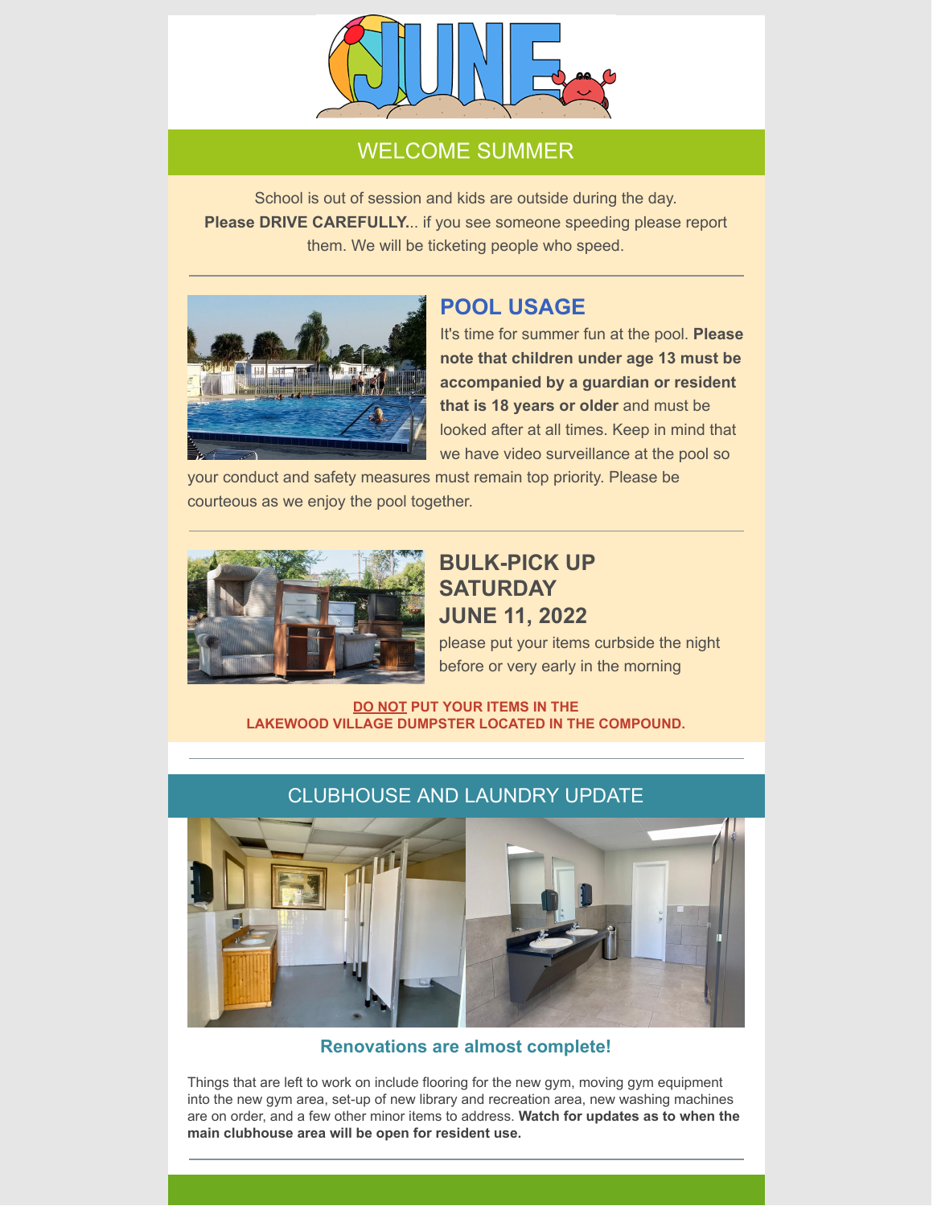# JUNE

## WELCOME SUMMER

School is out of session and kids are outside during the day.
**Please DRIVE CAREFULLY**... if you see someone speeding please report them. We will be ticketing people who speed.

---

## POOL USAGE

It's time for summer fun at the pool. **Please note that children under age 13 must be accompanied by a guardian or resident that is 18 years or older** and must be looked after at all times. Keep in mind that we have video surveillance at the pool so your conduct and safety measures must remain top priority. Please be courteous as we enjoy the pool together.

---

## BULK-PICK UP SATURDAY JUNE 11, 2022

please put your items curbside the night before or very early in the morning

**DO NOT PUT YOUR ITEMS IN THE LAKEWOOD VILLAGE DUMPSTER LOCATED IN THE COMPOUND.**

---

## CLUBHOUSE AND LAUNDRY UPDATE

### Renovations are almost complete!

Things that are left to work on include flooring for the new gym, moving gym equipment into the new gym area, set-up of new library and recreation area, new washing machines are on order, and a few other minor items to address. **Watch for updates as to when the main clubhouse area will be open for resident use.**

---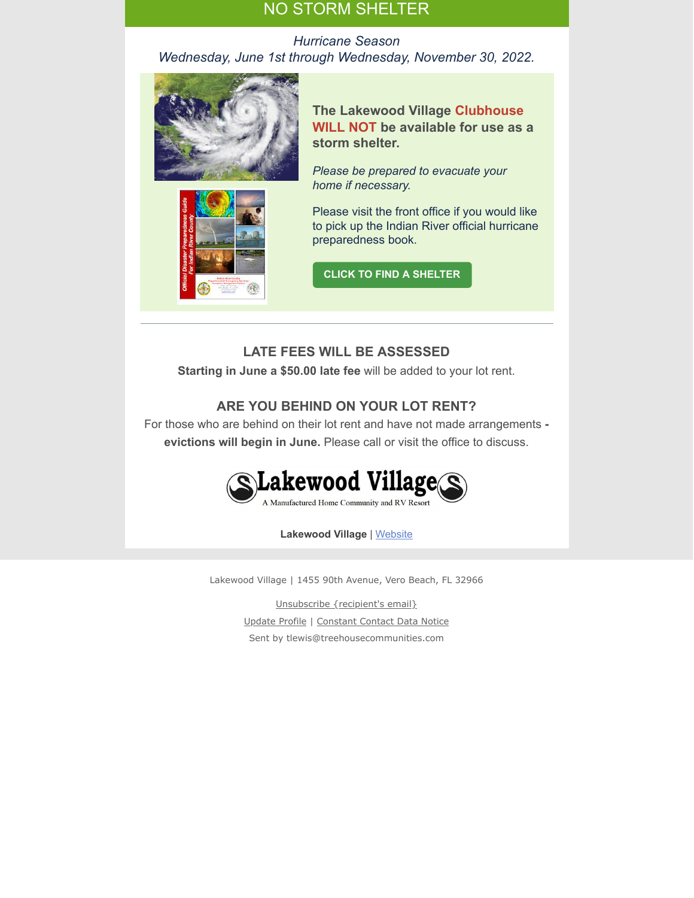# NO STORM SHELTER

*Hurricane Season*
*Wednesday, June 1st through Wednesday, November 30, 2022.*

**The Lakewood Village Clubhouse WILL NOT be available for use as a storm shelter.**

*Please be prepared to evacuate your home if necessary.*

Please visit the front office if you would like to pick up the Indian River official hurricane preparedness book.

CLICK TO FIND A SHELTER

---

## LATE FEES WILL BE ASSESSED

**Starting in June a $50.00 late fee** will be added to your lot rent.

## ARE YOU BEHIND ON YOUR LOT RENT?

For those who are behind on their lot rent and have not made arrangements **- evictions will begin in June.** Please call or visit the office to discuss.

Lakewood Village
A Manufactured Home Community and RV Resort

**Lakewood Village** | Website

Lakewood Village | 1455 90th Avenue, Vero Beach, FL 32966

Unsubscribe {recipient's email}

Update Profile | Constant Contact Data Notice

Sent by tlewis@treehousecommunities.com